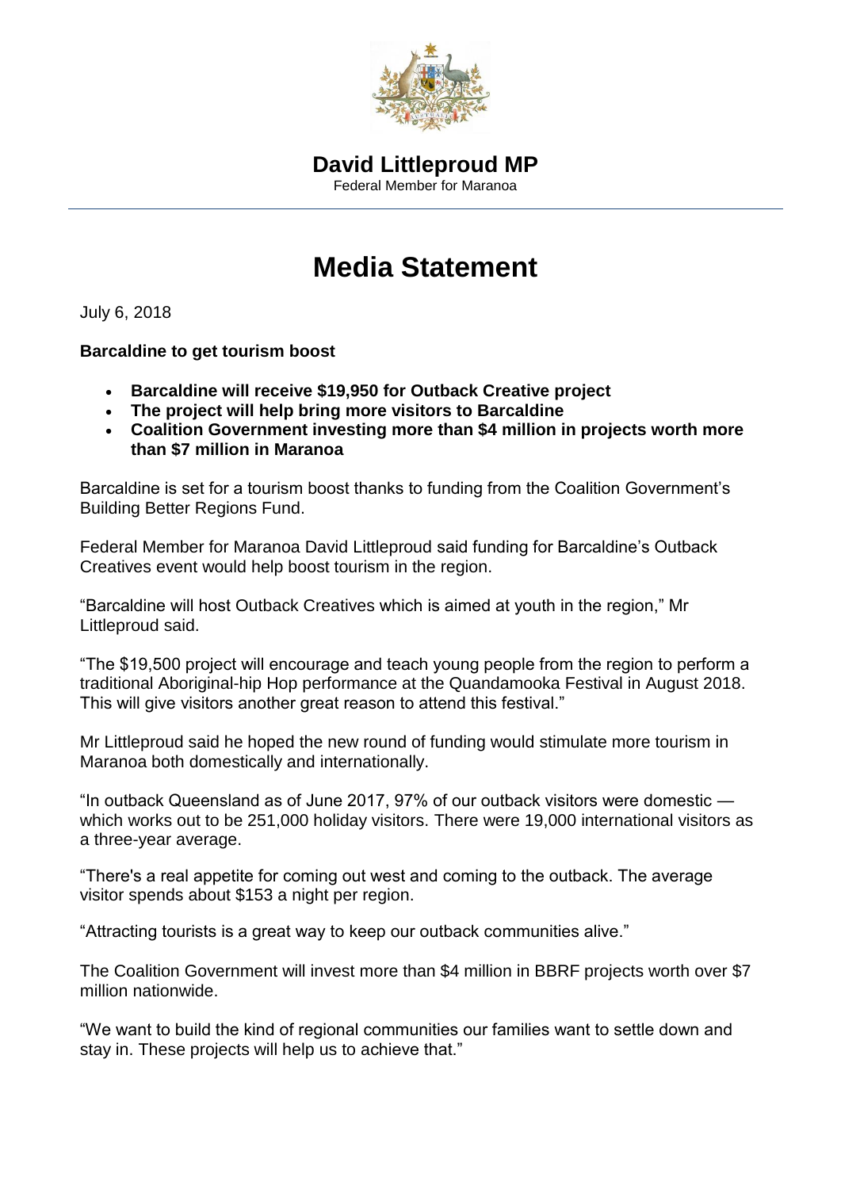# David Littleproud MP

Federal Member for Maranoa

---

# Media Statement

July 6, 2018

**Barcaldine to get tourism boost**

- **Barcaldine will receive $19,950 for Outback Creative project**
- **The project will help bring more visitors to Barcaldine**
- **Coalition Government investing more than $4 million in projects worth more than $7 million in Maranoa**

Barcaldine is set for a tourism boost thanks to funding from the Coalition Government's Building Better Regions Fund.

Federal Member for Maranoa David Littleproud said funding for Barcaldine's Outback Creatives event would help boost tourism in the region.

"Barcaldine will host Outback Creatives which is aimed at youth in the region," Mr Littleproud said.

"The $19,500 project will encourage and teach young people from the region to perform a traditional Aboriginal-hip Hop performance at the Quandamooka Festival in August 2018. This will give visitors another great reason to attend this festival."

Mr Littleproud said he hoped the new round of funding would stimulate more tourism in Maranoa both domestically and internationally.

"In outback Queensland as of June 2017, 97% of our outback visitors were domestic — which works out to be 251,000 holiday visitors. There were 19,000 international visitors as a three-year average.

"There's a real appetite for coming out west and coming to the outback. The average visitor spends about $153 a night per region.

"Attracting tourists is a great way to keep our outback communities alive."

The Coalition Government will invest more than $4 million in BBRF projects worth over $7 million nationwide.

"We want to build the kind of regional communities our families want to settle down and stay in. These projects will help us to achieve that."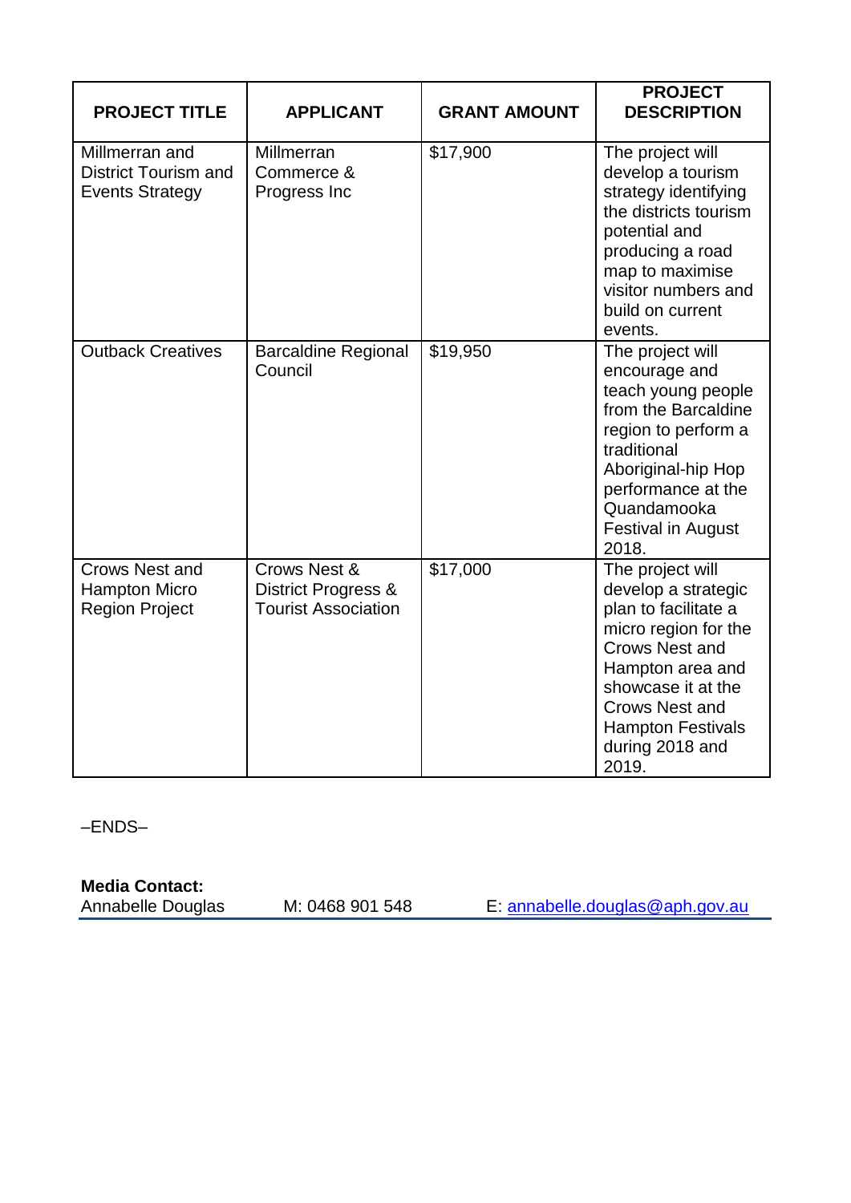| PROJECT TITLE | APPLICANT | GRANT AMOUNT | PROJECT DESCRIPTION |
| --- | --- | --- | --- |
| Millmerran and District Tourism and Events Strategy | Millmerran Commerce & Progress Inc | $17,900 | The project will develop a tourism strategy identifying the districts tourism potential and producing a road map to maximise visitor numbers and build on current events. |
| Outback Creatives | Barcaldine Regional Council | $19,950 | The project will encourage and teach young people from the Barcaldine region to perform a traditional Aboriginal-hip Hop performance at the Quandamooka Festival in August 2018. |
| Crows Nest and Hampton Micro Region Project | Crows Nest & District Progress & Tourist Association | $17,000 | The project will develop a strategic plan to facilitate a micro region for the Crows Nest and Hampton area and showcase it at the Crows Nest and Hampton Festivals during 2018 and 2019. |

–ENDS–

**Media Contact:**
Annabelle Douglas M: 0468 901 548 E: annabelle.douglas@aph.gov.au